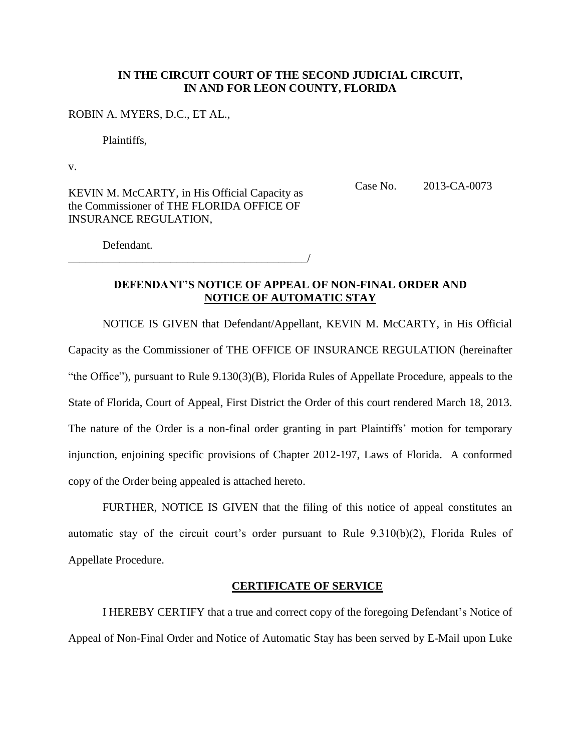**IN THE CIRCUIT COURT OF THE SECOND JUDICIAL CIRCUIT, IN AND FOR LEON COUNTY, FLORIDA**

ROBIN A. MYERS, D.C., ET AL.,

Plaintiffs,

v.

Case No. 2013-CA-0073

KEVIN M. McCARTY, in His Official Capacity as the Commissioner of THE FLORIDA OFFICE OF INSURANCE REGULATION,

Defendant.

_____________________________________________/

**DEFENDANT'S NOTICE OF APPEAL OF NON-FINAL ORDER AND NOTICE OF AUTOMATIC STAY**

NOTICE IS GIVEN that Defendant/Appellant, KEVIN M. McCARTY, in His Official Capacity as the Commissioner of THE OFFICE OF INSURANCE REGULATION (hereinafter "the Office"), pursuant to Rule 9.130(3)(B), Florida Rules of Appellate Procedure, appeals to the State of Florida, Court of Appeal, First District the Order of this court rendered March 18, 2013. The nature of the Order is a non-final order granting in part Plaintiffs' motion for temporary injunction, enjoining specific provisions of Chapter 2012-197, Laws of Florida. A conformed copy of the Order being appealed is attached hereto.

FURTHER, NOTICE IS GIVEN that the filing of this notice of appeal constitutes an automatic stay of the circuit court's order pursuant to Rule 9.310(b)(2), Florida Rules of Appellate Procedure.

**CERTIFICATE OF SERVICE**

I HEREBY CERTIFY that a true and correct copy of the foregoing Defendant's Notice of Appeal of Non-Final Order and Notice of Automatic Stay has been served by E-Mail upon Luke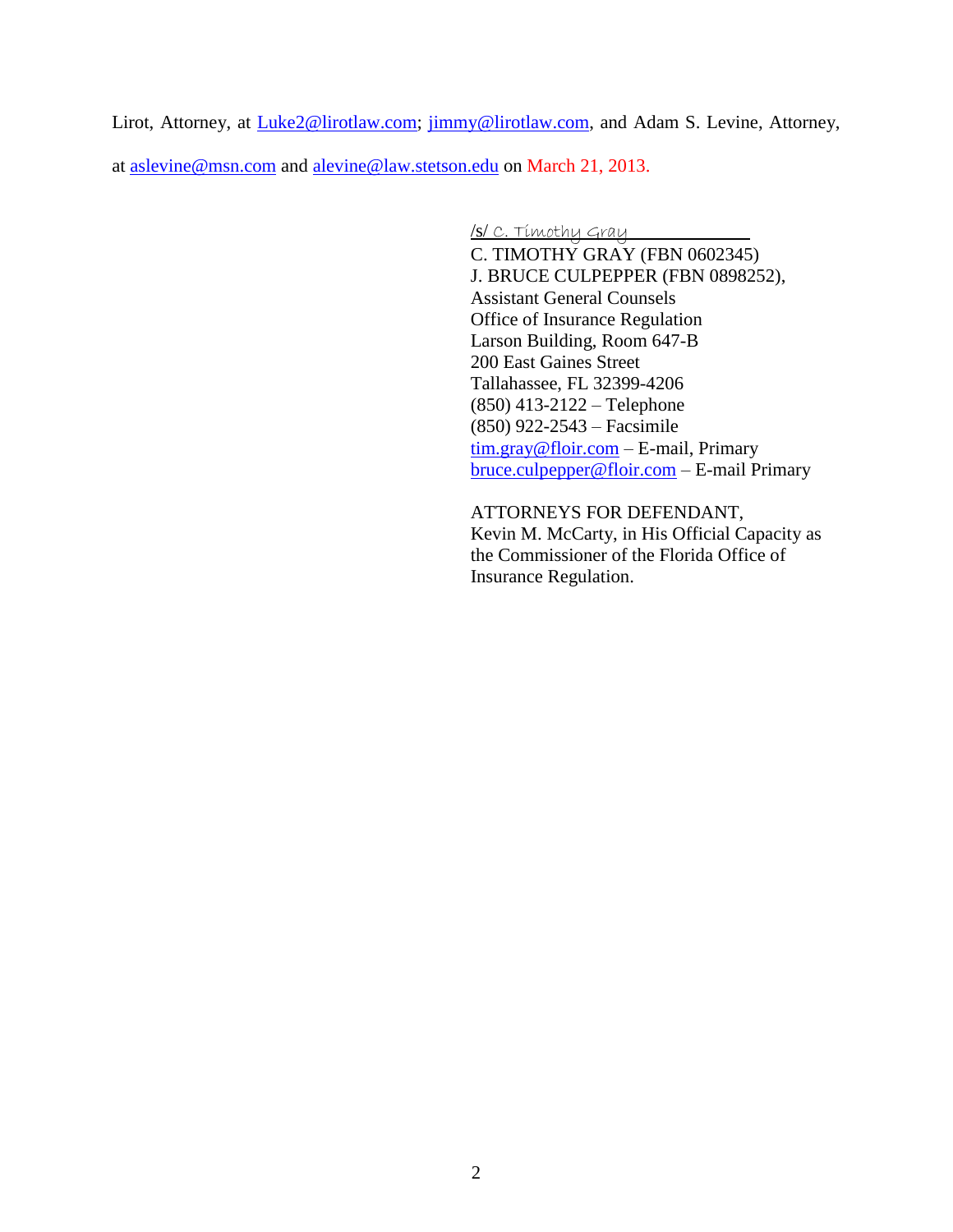Lirot, Attorney, at Luke2@lirotlaw.com; jimmy@lirotlaw.com, and Adam S. Levine, Attorney, at aslevine@msn.com and alevine@law.stetson.edu on March 21, 2013.

/s/ C. Timothy Gray
C. TIMOTHY GRAY (FBN 0602345)
J. BRUCE CULPEPPER (FBN 0898252),
Assistant General Counsels
Office of Insurance Regulation
Larson Building, Room 647-B
200 East Gaines Street
Tallahassee, FL 32399-4206
(850) 413-2122 – Telephone
(850) 922-2543 – Facsimile
tim.gray@floir.com – E-mail, Primary
bruce.culpepper@floir.com – E-mail Primary

ATTORNEYS FOR DEFENDANT,
Kevin M. McCarty, in His Official Capacity as the Commissioner of the Florida Office of Insurance Regulation.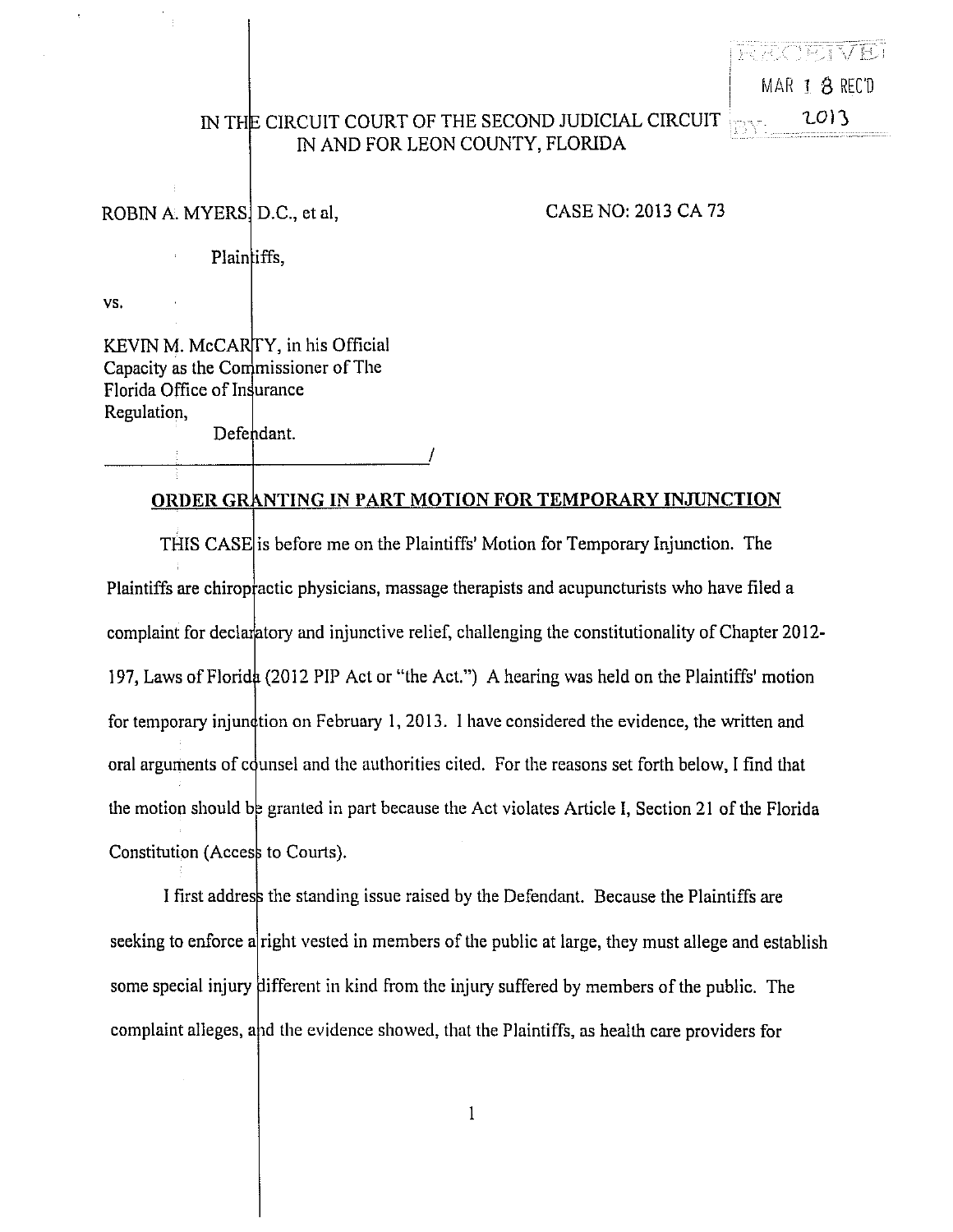IN THE CIRCUIT COURT OF THE SECOND JUDICIAL CIRCUIT
IN AND FOR LEON COUNTY, FLORIDA

RECEIVED
MAR 18 REC'D
2013

ROBIN A. MYERS, D.C., et al,

Plaintiffs,

vs.

KEVIN M. McCARTY, in his Official Capacity as the Commissioner of The Florida Office of Insurance Regulation,

Defendant.

CASE NO: 2013 CA 73

## ORDER GRANTING IN PART MOTION FOR TEMPORARY INJUNCTION

THIS CASE is before me on the Plaintiffs' Motion for Temporary Injunction. The Plaintiffs are chiropractic physicians, massage therapists and acupuncturists who have filed a complaint for declaratory and injunctive relief, challenging the constitutionality of Chapter 2012-197, Laws of Florida (2012 PIP Act or "the Act.") A hearing was held on the Plaintiffs' motion for temporary injunction on February 1, 2013. I have considered the evidence, the written and oral arguments of counsel and the authorities cited. For the reasons set forth below, I find that the motion should be granted in part because the Act violates Article I, Section 21 of the Florida Constitution (Access to Courts).

I first address the standing issue raised by the Defendant. Because the Plaintiffs are seeking to enforce a right vested in members of the public at large, they must allege and establish some special injury different in kind from the injury suffered by members of the public. The complaint alleges, and the evidence showed, that the Plaintiffs, as health care providers for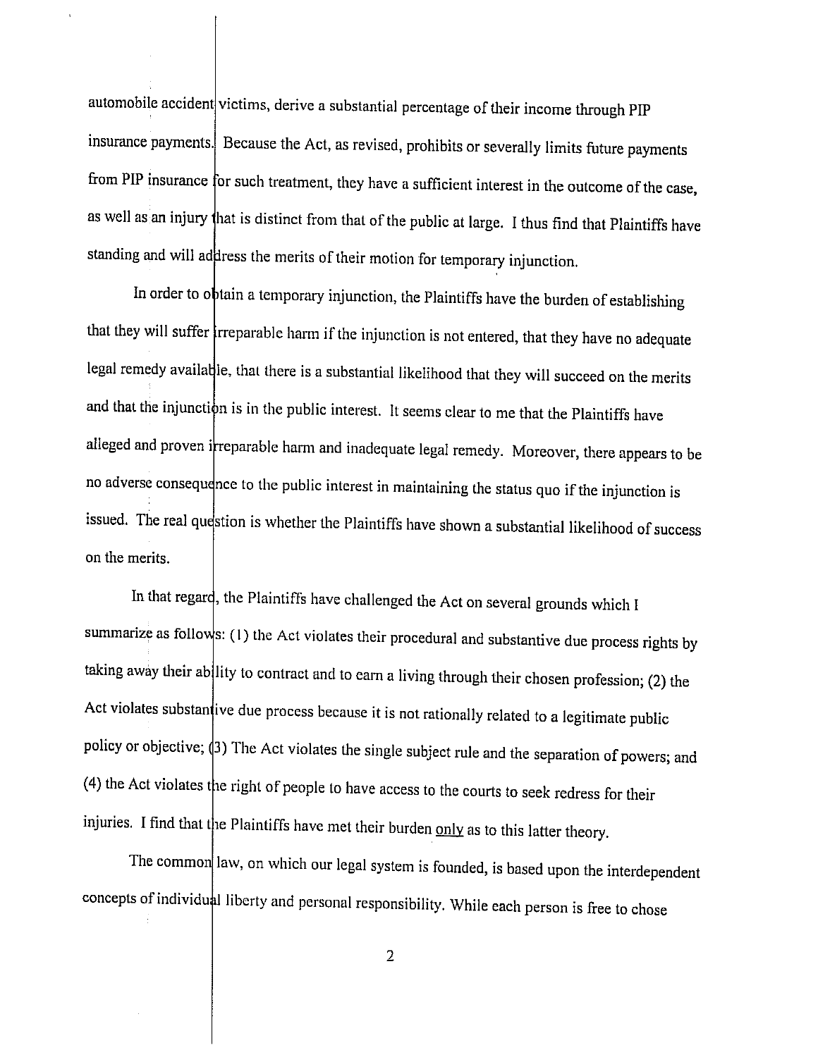automobile accident victims, derive a substantial percentage of their income through PIP insurance payments. Because the Act, as revised, prohibits or severally limits future payments from PIP insurance for such treatment, they have a sufficient interest in the outcome of the case, as well as an injury that is distinct from that of the public at large. I thus find that Plaintiffs have standing and will address the merits of their motion for temporary injunction.

In order to obtain a temporary injunction, the Plaintiffs have the burden of establishing that they will suffer irreparable harm if the injunction is not entered, that they have no adequate legal remedy available, that there is a substantial likelihood that they will succeed on the merits and that the injunction is in the public interest. It seems clear to me that the Plaintiffs have alleged and proven irreparable harm and inadequate legal remedy. Moreover, there appears to be no adverse consequence to the public interest in maintaining the status quo if the injunction is issued. The real question is whether the Plaintiffs have shown a substantial likelihood of success on the merits.

In that regard, the Plaintiffs have challenged the Act on several grounds which I summarize as follows: (1) the Act violates their procedural and substantive due process rights by taking away their ability to contract and to earn a living through their chosen profession; (2) the Act violates substantive due process because it is not rationally related to a legitimate public policy or objective; (3) The Act violates the single subject rule and the separation of powers; and (4) the Act violates the right of people to have access to the courts to seek redress for their injuries. I find that the Plaintiffs have met their burden <u>only</u> as to this latter theory.

The common law, on which our legal system is founded, is based upon the interdependent concepts of individual liberty and personal responsibility. While each person is free to chose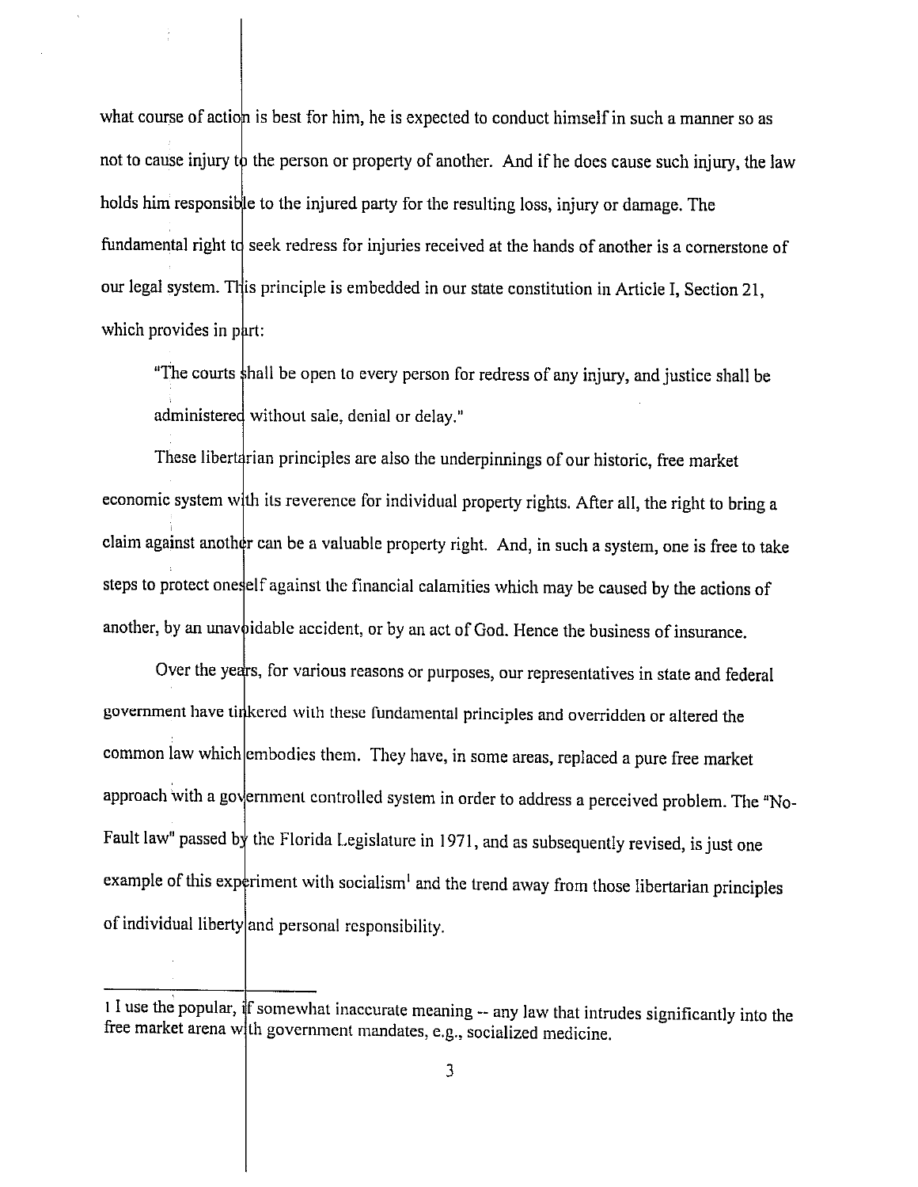what course of action is best for him, he is expected to conduct himself in such a manner so as not to cause injury to the person or property of another. And if he does cause such injury, the law holds him responsible to the injured party for the resulting loss, injury or damage. The fundamental right to seek redress for injuries received at the hands of another is a cornerstone of our legal system. This principle is embedded in our state constitution in Article I, Section 21, which provides in part:

> "The courts shall be open to every person for redress of any injury, and justice shall be administered without sale, denial or delay."

These libertarian principles are also the underpinnings of our historic, free market economic system with its reverence for individual property rights. After all, the right to bring a claim against another can be a valuable property right. And, in such a system, one is free to take steps to protect oneself against the financial calamities which may be caused by the actions of another, by an unavoidable accident, or by an act of God. Hence the business of insurance.

Over the years, for various reasons or purposes, our representatives in state and federal government have tinkered with these fundamental principles and overridden or altered the common law which embodies them. They have, in some areas, replaced a pure free market approach with a government controlled system in order to address a perceived problem. The "No-Fault law" passed by the Florida Legislature in 1971, and as subsequently revised, is just one example of this experiment with socialism[1] and the trend away from those libertarian principles of individual liberty and personal responsibility.

---

[1] I use the popular, if somewhat inaccurate meaning -- any law that intrudes significantly into the free market arena with government mandates, e.g., socialized medicine.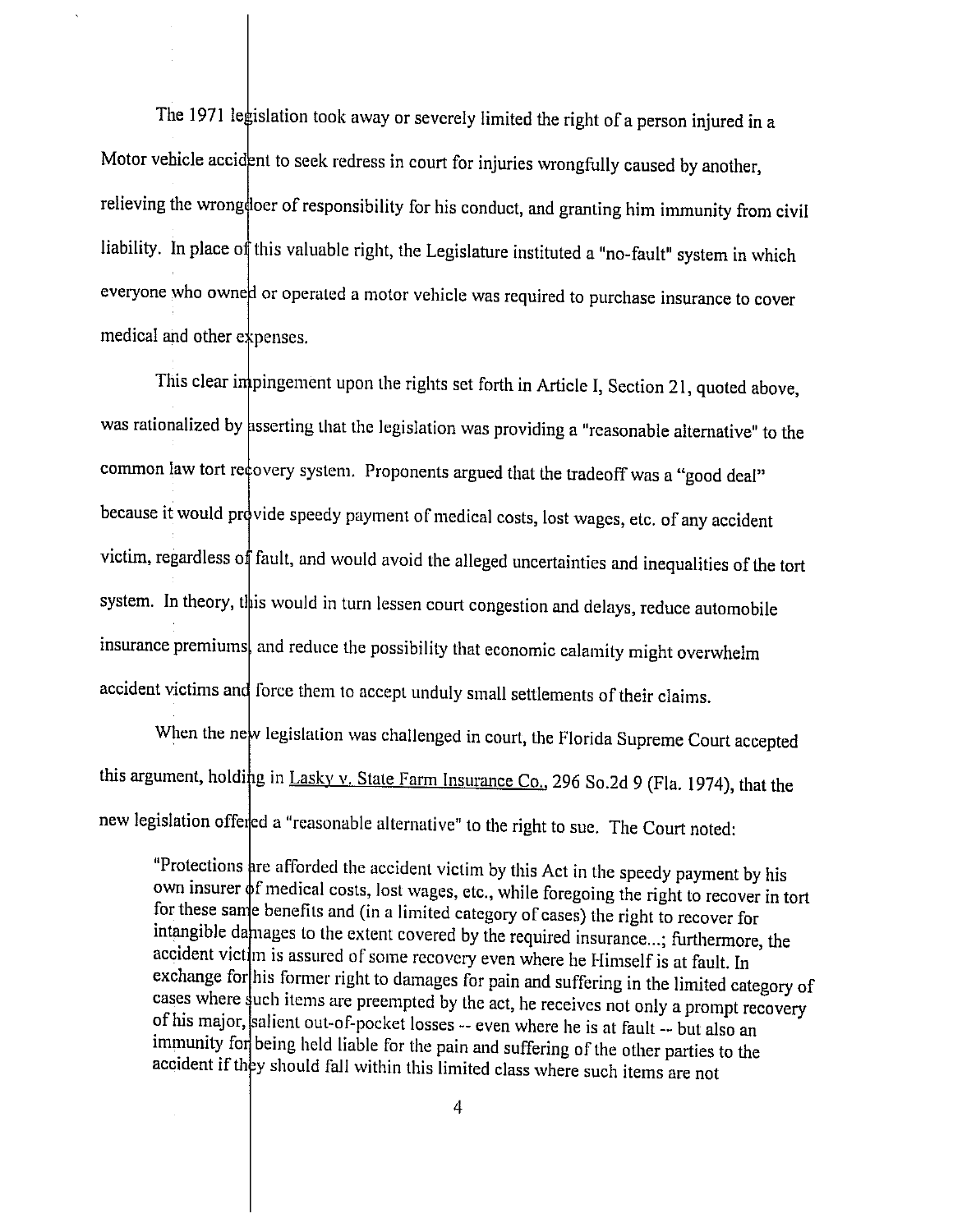The 1971 legislation took away or severely limited the right of a person injured in a Motor vehicle accident to seek redress in court for injuries wrongfully caused by another, relieving the wrongdoer of responsibility for his conduct, and granting him immunity from civil liability. In place of this valuable right, the Legislature instituted a "no-fault" system in which everyone who owned or operated a motor vehicle was required to purchase insurance to cover medical and other expenses.

This clear impingement upon the rights set forth in Article I, Section 21, quoted above, was rationalized by asserting that the legislation was providing a "reasonable alternative" to the common law tort recovery system. Proponents argued that the tradeoff was a "good deal" because it would provide speedy payment of medical costs, lost wages, etc. of any accident victim, regardless of fault, and would avoid the alleged uncertainties and inequalities of the tort system. In theory, this would in turn lessen court congestion and delays, reduce automobile insurance premiums, and reduce the possibility that economic calamity might overwhelm accident victims and force them to accept unduly small settlements of their claims.

When the new legislation was challenged in court, the Florida Supreme Court accepted this argument, holding in Lasky v. State Farm Insurance Co., 296 So.2d 9 (Fla. 1974), that the new legislation offered a "reasonable alternative" to the right to sue. The Court noted:

> "Protections are afforded the accident victim by this Act in the speedy payment by his own insurer of medical costs, lost wages, etc., while foregoing the right to recover in tort for these same benefits and (in a limited category of cases) the right to recover for intangible damages to the extent covered by the required insurance...; furthermore, the accident victim is assured of some recovery even where he Himself is at fault. In exchange for his former right to damages for pain and suffering in the limited category of cases where such items are preempted by the act, he receives not only a prompt recovery of his major, salient out-of-pocket losses -- even where he is at fault -- but also an immunity for being held liable for the pain and suffering of the other parties to the accident if they should fall within this limited class where such items are not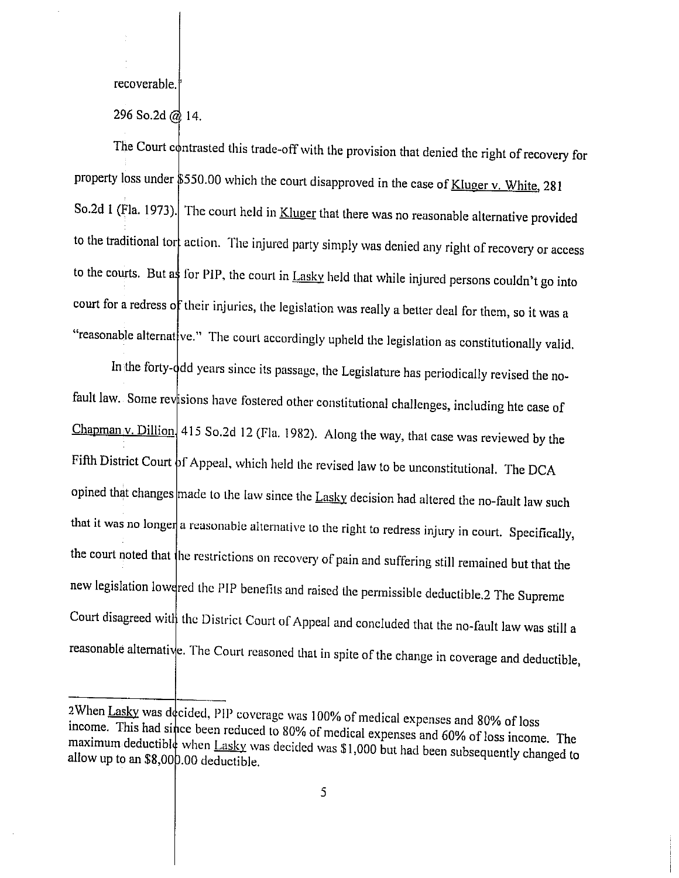recoverable.

296 So.2d @ 14.

The Court contrasted this trade-off with the provision that denied the right of recovery for property loss under $550.00 which the court disapproved in the case of Kluger v. White, 281 So.2d 1 (Fla. 1973). The court held in Kluger that there was no reasonable alternative provided to the traditional tort action. The injured party simply was denied any right of recovery or access to the courts. But as for PIP, the court in Lasky held that while injured persons couldn't go into court for a redress of their injuries, the legislation was really a better deal for them, so it was a "reasonable alternative." The court accordingly upheld the legislation as constitutionally valid.

In the forty-odd years since its passage, the Legislature has periodically revised the no-fault law. Some revisions have fostered other constitutional challenges, including hte case of Chapman v. Dillion, 415 So.2d 12 (Fla. 1982). Along the way, that case was reviewed by the Fifth District Court of Appeal, which held the revised law to be unconstitutional. The DCA opined that changes made to the law since the Lasky decision had altered the no-fault law such that it was no longer a reasonable alternative to the right to redress injury in court. Specifically, the court noted that the restrictions on recovery of pain and suffering still remained but that the new legislation lowered the PIP benefits and raised the permissible deductible.[2] The Supreme Court disagreed with the District Court of Appeal and concluded that the no-fault law was still a reasonable alternative. The Court reasoned that in spite of the change in coverage and deductible,

---

[2] When Lasky was decided, PIP coverage was 100% of medical expenses and 80% of loss income. This had since been reduced to 80% of medical expenses and 60% of loss income. The maximum deductible when Lasky was decided was $1,000 but had been subsequently changed to allow up to an $8,000.00 deductible.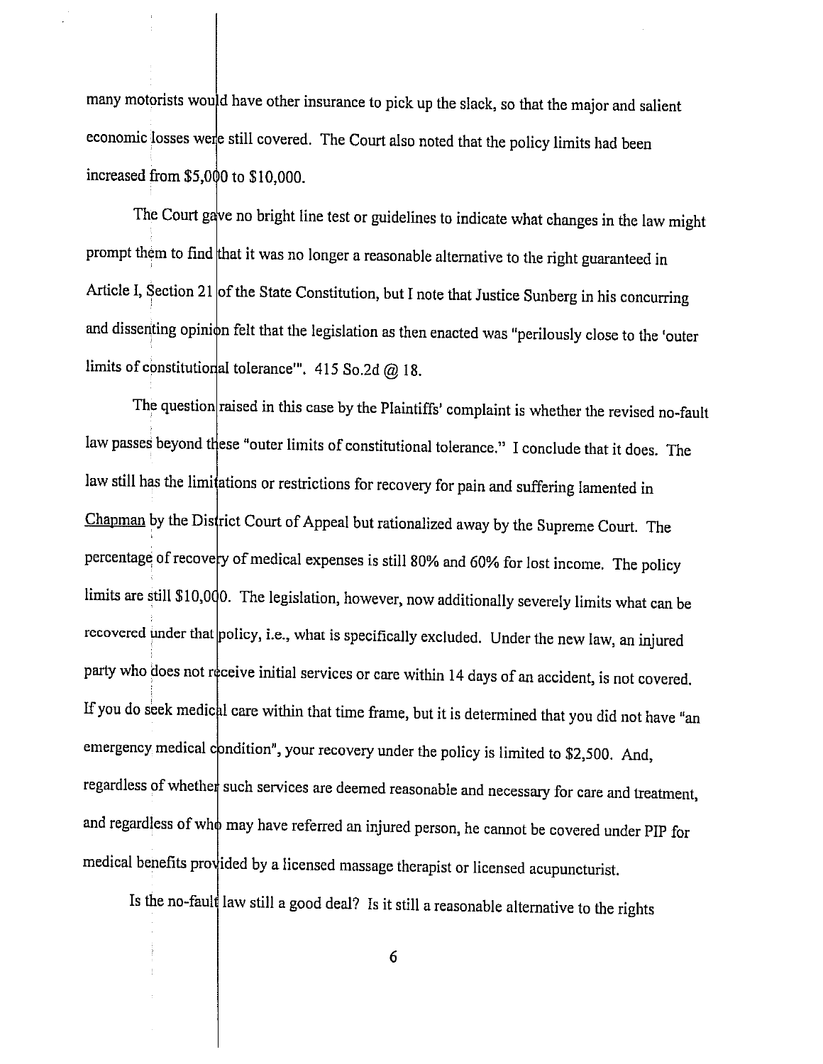many motorists would have other insurance to pick up the slack, so that the major and salient economic losses were still covered. The Court also noted that the policy limits had been increased from $5,000 to $10,000.

The Court gave no bright line test or guidelines to indicate what changes in the law might prompt them to find that it was no longer a reasonable alternative to the right guaranteed in Article I, Section 21 of the State Constitution, but I note that Justice Sunberg in his concurring and dissenting opinion felt that the legislation as then enacted was "perilously close to the 'outer limits of constitutional tolerance'". 415 So.2d @ 18.

The question raised in this case by the Plaintiffs' complaint is whether the revised no-fault law passes beyond these "outer limits of constitutional tolerance." I conclude that it does. The law still has the limitations or restrictions for recovery for pain and suffering lamented in Chapman by the District Court of Appeal but rationalized away by the Supreme Court. The percentage of recovery of medical expenses is still 80% and 60% for lost income. The policy limits are still $10,000. The legislation, however, now additionally severely limits what can be recovered under that policy, i.e., what is specifically excluded. Under the new law, an injured party who does not receive initial services or care within 14 days of an accident, is not covered. If you do seek medical care within that time frame, but it is determined that you did not have "an emergency medical condition", your recovery under the policy is limited to $2,500. And, regardless of whether such services are deemed reasonable and necessary for care and treatment, and regardless of who may have referred an injured person, he cannot be covered under PIP for medical benefits provided by a licensed massage therapist or licensed acupuncturist.

Is the no-fault law still a good deal? Is it still a reasonable alternative to the rights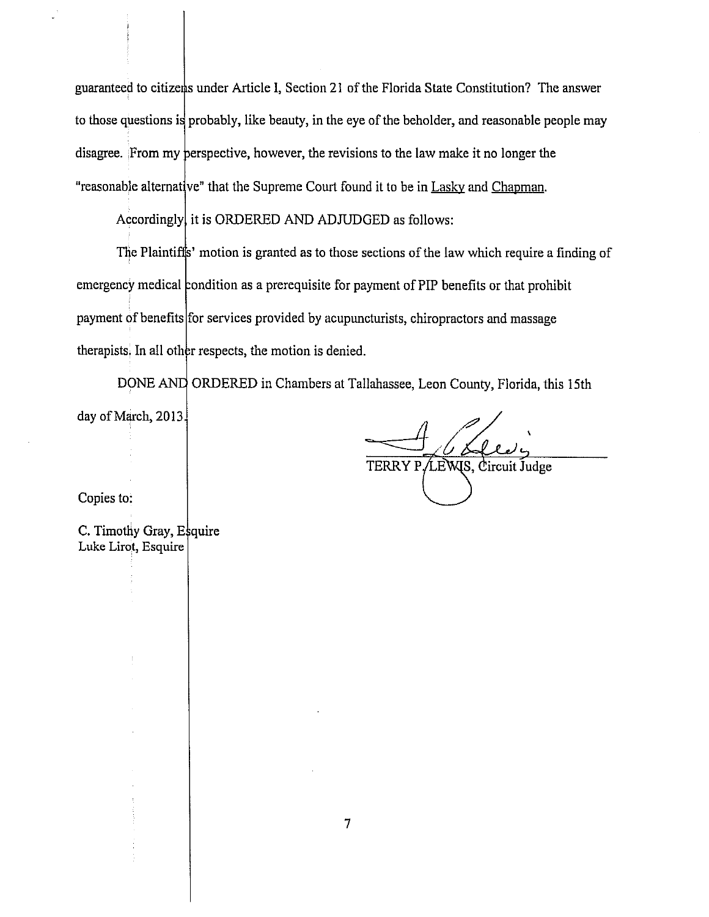guaranteed to citizens under Article I, Section 21 of the Florida State Constitution? The answer to those questions is probably, like beauty, in the eye of the beholder, and reasonable people may disagree. From my perspective, however, the revisions to the law make it no longer the "reasonable alternative" that the Supreme Court found it to be in Lasky and Chapman.

Accordingly, it is ORDERED AND ADJUDGED as follows:

The Plaintiffs' motion is granted as to those sections of the law which require a finding of emergency medical condition as a prerequisite for payment of PIP benefits or that prohibit payment of benefits for services provided by acupuncturists, chiropractors and massage therapists. In all other respects, the motion is denied.

DONE AND ORDERED in Chambers at Tallahassee, Leon County, Florida, this 15th day of March, 2013.

TERRY P. LEWIS, Circuit Judge

Copies to:

C. Timothy Gray, Esquire
Luke Lirot, Esquire